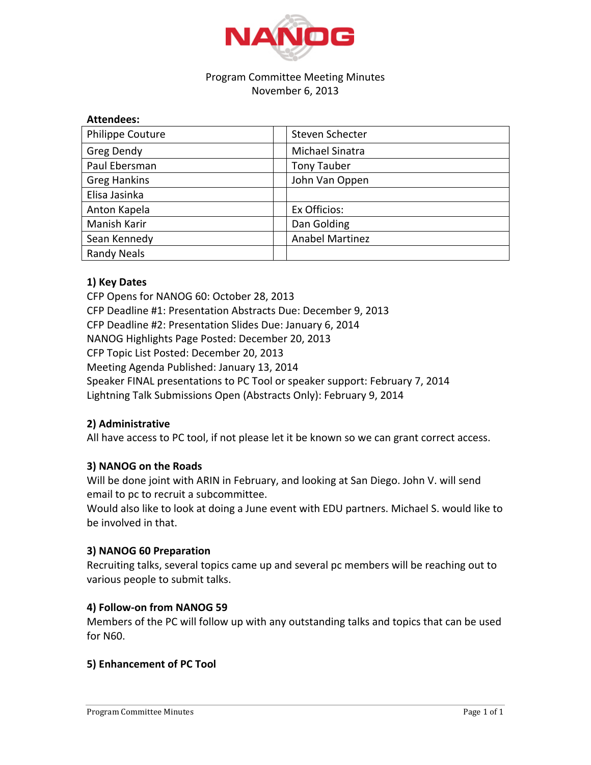# NANOG

Program Committee Meeting Minutes
November 6, 2013

**Attendees:**

| | | |
|---|---|---|
| Philippe Couture | | Steven Schecter |
| Greg Dendy | | Michael Sinatra |
| Paul Ebersman | | Tony Tauber |
| Greg Hankins | | John Van Oppen |
| Elisa Jasinka | | |
| Anton Kapela | | Ex Officios: |
| Manish Karir | | Dan Golding |
| Sean Kennedy | | Anabel Martinez |
| Randy Neals | | |

**1) Key Dates**

CFP Opens for NANOG 60: October 28, 2013
CFP Deadline #1: Presentation Abstracts Due: December 9, 2013
CFP Deadline #2: Presentation Slides Due: January 6, 2014
NANOG Highlights Page Posted: December 20, 2013
CFP Topic List Posted: December 20, 2013
Meeting Agenda Published: January 13, 2014
Speaker FINAL presentations to PC Tool or speaker support: February 7, 2014
Lightning Talk Submissions Open (Abstracts Only): February 9, 2014

**2) Administrative**

All have access to PC tool, if not please let it be known so we can grant correct access.

**3) NANOG on the Roads**

Will be done joint with ARIN in February, and looking at San Diego. John V. will send email to pc to recruit a subcommittee.
Would also like to look at doing a June event with EDU partners. Michael S. would like to be involved in that.

**3) NANOG 60 Preparation**

Recruiting talks, several topics came up and several pc members will be reaching out to various people to submit talks.

**4) Follow-on from NANOG 59**

Members of the PC will follow up with any outstanding talks and topics that can be used for N60.

**5) Enhancement of PC Tool**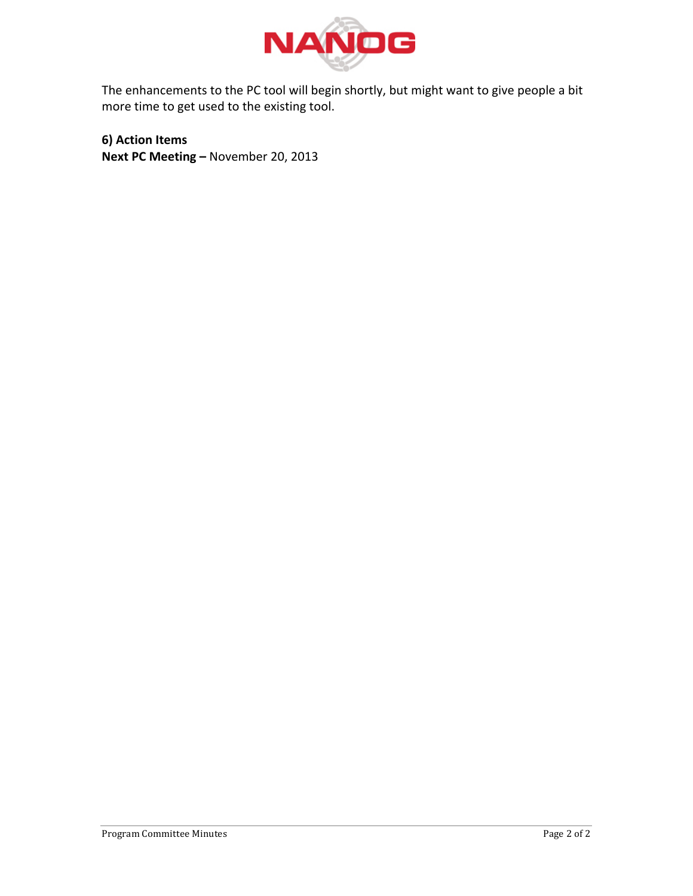The enhancements to the PC tool will begin shortly, but might want to give people a bit more time to get used to the existing tool.

**6) Action Items**

**Next PC Meeting –** November 20, 2013